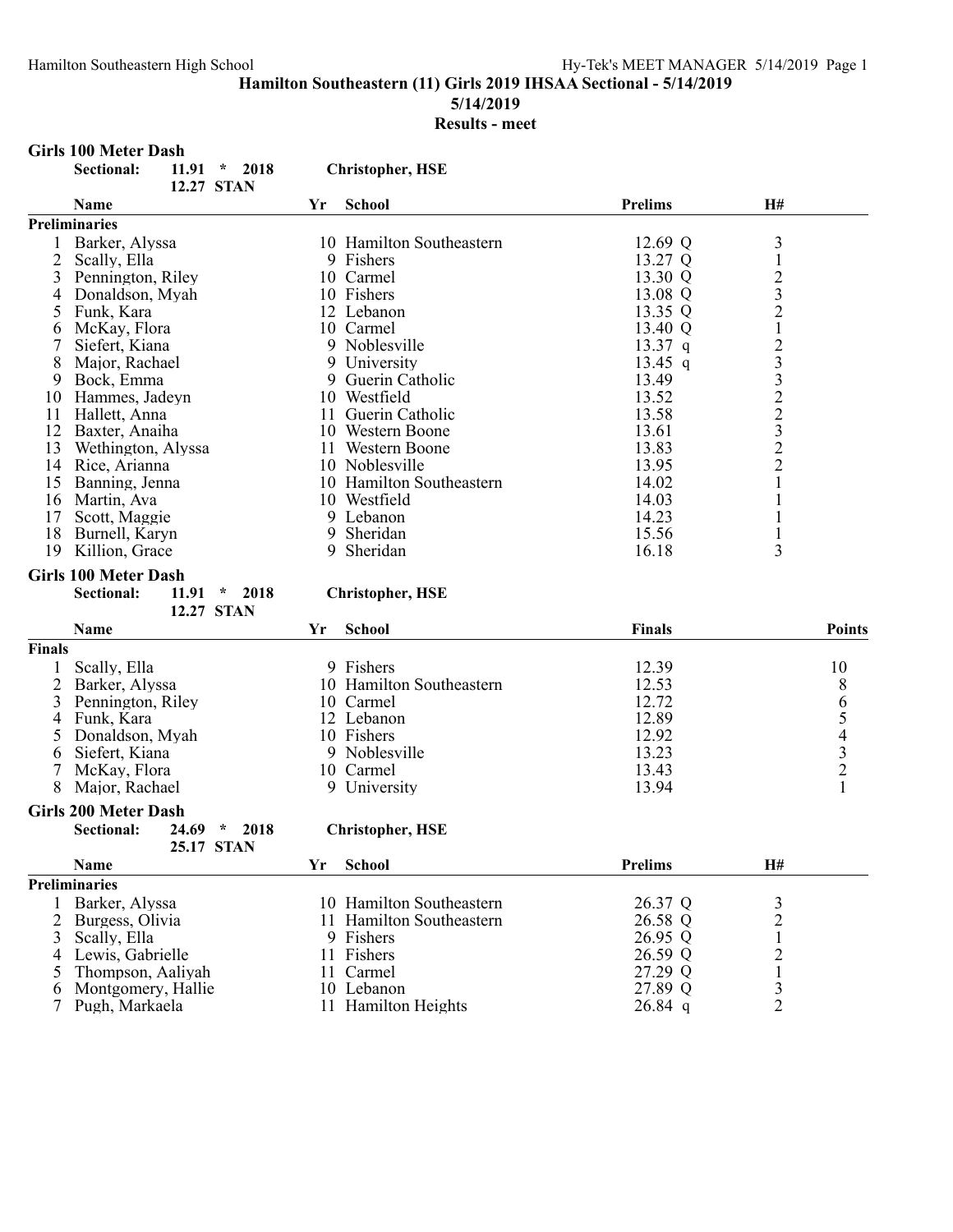# Hamilton Southeastern (11) Girls 2019 IHSAA Sectional - 5/14/2019

**5/14/2019**

**Results - meet**

## Girls 100 Meter Dash

**Sectional:** 11.91 * 2018 **Christopher, HSE**
12.27 STAN

### Preliminaries

| | Name | Yr | School | Prelims | H# |
|---|---|---|---|---|---|
| 1 | Barker, Alyssa | 10 | Hamilton Southeastern | 12.69 Q | 3 |
| 2 | Scally, Ella | 9 | Fishers | 13.27 Q | 1 |
| 3 | Pennington, Riley | 10 | Carmel | 13.30 Q | 2 |
| 4 | Donaldson, Myah | 10 | Fishers | 13.08 Q | 3 |
| 5 | Funk, Kara | 12 | Lebanon | 13.35 Q | 2 |
| 6 | McKay, Flora | 10 | Carmel | 13.40 Q | 1 |
| 7 | Siefert, Kiana | 9 | Noblesville | 13.37 q | 2 |
| 8 | Major, Rachael | 9 | University | 13.45 q | 3 |
| 9 | Bock, Emma | 9 | Guerin Catholic | 13.49 | 3 |
| 10 | Hammes, Jadeyn | 10 | Westfield | 13.52 | 2 |
| 11 | Hallett, Anna | 11 | Guerin Catholic | 13.58 | 2 |
| 12 | Baxter, Anaiha | 10 | Western Boone | 13.61 | 3 |
| 13 | Wethington, Alyssa | 11 | Western Boone | 13.83 | 2 |
| 14 | Rice, Arianna | 10 | Noblesville | 13.95 | 2 |
| 15 | Banning, Jenna | 10 | Hamilton Southeastern | 14.02 | 1 |
| 16 | Martin, Ava | 10 | Westfield | 14.03 | 1 |
| 17 | Scott, Maggie | 9 | Lebanon | 14.23 | 1 |
| 18 | Burnell, Karyn | 9 | Sheridan | 15.56 | 1 |
| 19 | Killion, Grace | 9 | Sheridan | 16.18 | 3 |

## Girls 100 Meter Dash

**Sectional:** 11.91 * 2018 **Christopher, HSE**
12.27 STAN

### Finals

| | Name | Yr | School | Finals | Points |
|---|---|---|---|---|---|
| 1 | Scally, Ella | 9 | Fishers | 12.39 | 10 |
| 2 | Barker, Alyssa | 10 | Hamilton Southeastern | 12.53 | 8 |
| 3 | Pennington, Riley | 10 | Carmel | 12.72 | 6 |
| 4 | Funk, Kara | 12 | Lebanon | 12.89 | 5 |
| 5 | Donaldson, Myah | 10 | Fishers | 12.92 | 4 |
| 6 | Siefert, Kiana | 9 | Noblesville | 13.23 | 3 |
| 7 | McKay, Flora | 10 | Carmel | 13.43 | 2 |
| 8 | Major, Rachael | 9 | University | 13.94 | 1 |

## Girls 200 Meter Dash

**Sectional:** 24.69 * 2018 **Christopher, HSE**
25.17 STAN

### Preliminaries

| | Name | Yr | School | Prelims | H# |
|---|---|---|---|---|---|
| 1 | Barker, Alyssa | 10 | Hamilton Southeastern | 26.37 Q | 3 |
| 2 | Burgess, Olivia | 11 | Hamilton Southeastern | 26.58 Q | 2 |
| 3 | Scally, Ella | 9 | Fishers | 26.95 Q | 1 |
| 4 | Lewis, Gabrielle | 11 | Fishers | 26.59 Q | 2 |
| 5 | Thompson, Aaliyah | 11 | Carmel | 27.29 Q | 1 |
| 6 | Montgomery, Hallie | 10 | Lebanon | 27.89 Q | 3 |
| 7 | Pugh, Markaela | 11 | Hamilton Heights | 26.84 q | 2 |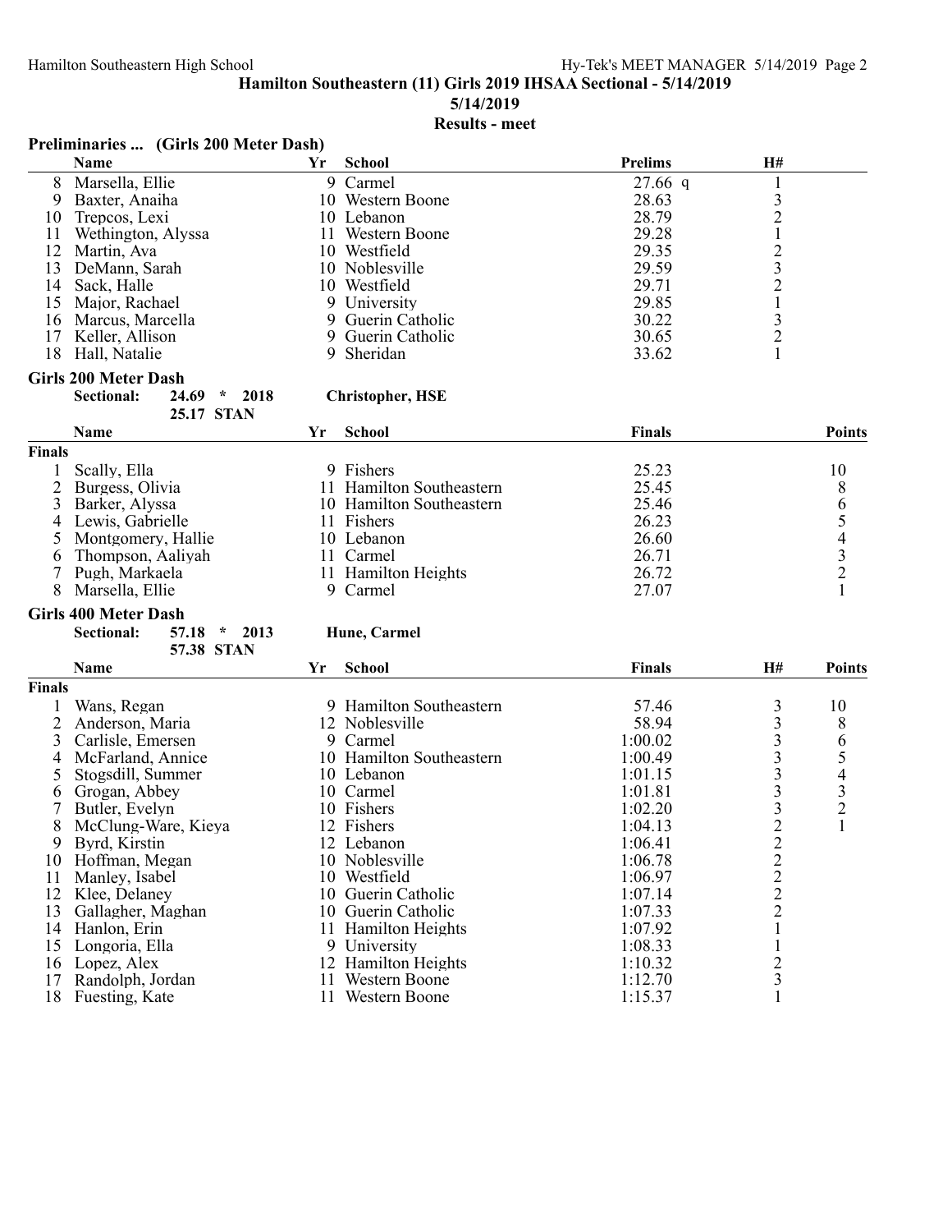## Hamilton Southeastern (11) Girls 2019 IHSAA Sectional - 5/14/2019

5/14/2019

**Results - meet**

### Preliminaries ... (Girls 200 Meter Dash)

| | Name | Yr | School | Prelims | H# |
|---|---|---|---|---|---|
| 8 | Marsella, Ellie | 9 | Carmel | 27.66 q | 1 |
| 9 | Baxter, Anaiha | 10 | Western Boone | 28.63 | 3 |
| 10 | Trepcos, Lexi | 10 | Lebanon | 28.79 | 2 |
| 11 | Wethington, Alyssa | 11 | Western Boone | 29.28 | 1 |
| 12 | Martin, Ava | 10 | Westfield | 29.35 | 2 |
| 13 | DeMann, Sarah | 10 | Noblesville | 29.59 | 3 |
| 14 | Sack, Halle | 10 | Westfield | 29.71 | 2 |
| 15 | Major, Rachael | 9 | University | 29.85 | 1 |
| 16 | Marcus, Marcella | 9 | Guerin Catholic | 30.22 | 3 |
| 17 | Keller, Allison | 9 | Guerin Catholic | 30.65 | 2 |
| 18 | Hall, Natalie | 9 | Sheridan | 33.62 | 1 |

### Girls 200 Meter Dash

**Sectional:** 24.69 * 2018 **Christopher, HSE**
25.17 STAN

| | Name | Yr | School | Finals | Points |
|---|---|---|---|---|---|
| **Finals** | | | | | |
| 1 | Scally, Ella | 9 | Fishers | 25.23 | 10 |
| 2 | Burgess, Olivia | 11 | Hamilton Southeastern | 25.45 | 8 |
| 3 | Barker, Alyssa | 10 | Hamilton Southeastern | 25.46 | 6 |
| 4 | Lewis, Gabrielle | 11 | Fishers | 26.23 | 5 |
| 5 | Montgomery, Hallie | 10 | Lebanon | 26.60 | 4 |
| 6 | Thompson, Aaliyah | 11 | Carmel | 26.71 | 3 |
| 7 | Pugh, Markaela | 11 | Hamilton Heights | 26.72 | 2 |
| 8 | Marsella, Ellie | 9 | Carmel | 27.07 | 1 |

### Girls 400 Meter Dash

**Sectional:** 57.18 * 2013 **Hune, Carmel**
57.38 STAN

| | Name | Yr | School | Finals | H# | Points |
|---|---|---|---|---|---|---|
| **Finals** | | | | | | |
| 1 | Wans, Regan | 9 | Hamilton Southeastern | 57.46 | 3 | 10 |
| 2 | Anderson, Maria | 12 | Noblesville | 58.94 | 3 | 8 |
| 3 | Carlisle, Emersen | 9 | Carmel | 1:00.02 | 3 | 6 |
| 4 | McFarland, Annice | 10 | Hamilton Southeastern | 1:00.49 | 3 | 5 |
| 5 | Stogsdill, Summer | 10 | Lebanon | 1:01.15 | 3 | 4 |
| 6 | Grogan, Abbey | 10 | Carmel | 1:01.81 | 3 | 3 |
| 7 | Butler, Evelyn | 10 | Fishers | 1:02.20 | 3 | 2 |
| 8 | McClung-Ware, Kieya | 12 | Fishers | 1:04.13 | 2 | 1 |
| 9 | Byrd, Kirstin | 12 | Lebanon | 1:06.41 | 2 | |
| 10 | Hoffman, Megan | 10 | Noblesville | 1:06.78 | 2 | |
| 11 | Manley, Isabel | 10 | Westfield | 1:06.97 | 2 | |
| 12 | Klee, Delaney | 10 | Guerin Catholic | 1:07.14 | 2 | |
| 13 | Gallagher, Maghan | 10 | Guerin Catholic | 1:07.33 | 2 | |
| 14 | Hanlon, Erin | 11 | Hamilton Heights | 1:07.92 | 1 | |
| 15 | Longoria, Ella | 9 | University | 1:08.33 | 1 | |
| 16 | Lopez, Alex | 12 | Hamilton Heights | 1:10.32 | 2 | |
| 17 | Randolph, Jordan | 11 | Western Boone | 1:12.70 | 3 | |
| 18 | Fuesting, Kate | 11 | Western Boone | 1:15.37 | 1 | |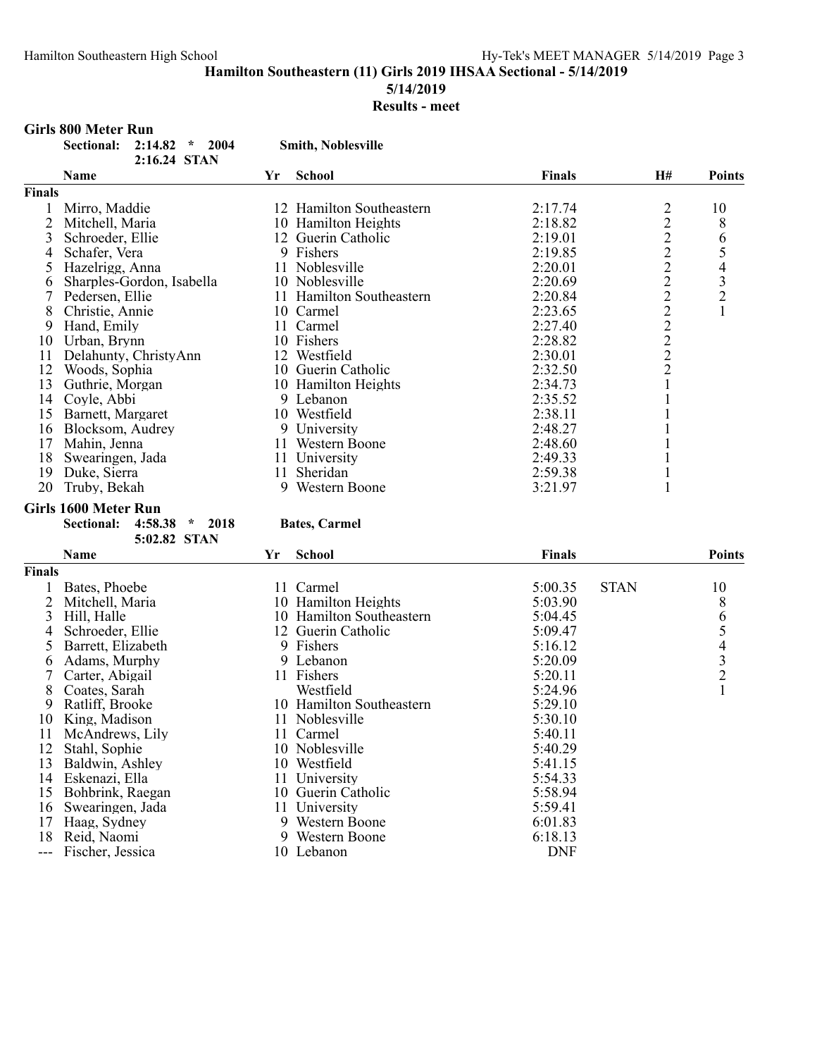# Hamilton Southeastern (11) Girls 2019 IHSAA Sectional - 5/14/2019

5/14/2019

**Results - meet**

## Girls 800 Meter Run

**Sectional: 2:14.82 * 2004 Smith, Noblesville**
**2:16.24 STAN**

| | Name | Yr | School | Finals | H# | Points |
|---|---|---|---|---|---|---|
| **Finals** | | | | | | |
| 1 | Mirro, Maddie | 12 | Hamilton Southeastern | 2:17.74 | 2 | 10 |
| 2 | Mitchell, Maria | 10 | Hamilton Heights | 2:18.82 | 2 | 8 |
| 3 | Schroeder, Ellie | 12 | Guerin Catholic | 2:19.01 | 2 | 6 |
| 4 | Schafer, Vera | 9 | Fishers | 2:19.85 | 2 | 5 |
| 5 | Hazelrigg, Anna | 11 | Noblesville | 2:20.01 | 2 | 4 |
| 6 | Sharples-Gordon, Isabella | 10 | Noblesville | 2:20.69 | 2 | 3 |
| 7 | Pedersen, Ellie | 11 | Hamilton Southeastern | 2:20.84 | 2 | 2 |
| 8 | Christie, Annie | 10 | Carmel | 2:23.65 | 2 | 1 |
| 9 | Hand, Emily | 11 | Carmel | 2:27.40 | 2 | |
| 10 | Urban, Brynn | 10 | Fishers | 2:28.82 | 2 | |
| 11 | Delahunty, ChristyAnn | 12 | Westfield | 2:30.01 | 2 | |
| 12 | Woods, Sophia | 10 | Guerin Catholic | 2:32.50 | 2 | |
| 13 | Guthrie, Morgan | 10 | Hamilton Heights | 2:34.73 | 1 | |
| 14 | Coyle, Abbi | 9 | Lebanon | 2:35.52 | 1 | |
| 15 | Barnett, Margaret | 10 | Westfield | 2:38.11 | 1 | |
| 16 | Blocksom, Audrey | 9 | University | 2:48.27 | 1 | |
| 17 | Mahin, Jenna | 11 | Western Boone | 2:48.60 | 1 | |
| 18 | Swearingen, Jada | 11 | University | 2:49.33 | 1 | |
| 19 | Duke, Sierra | 11 | Sheridan | 2:59.38 | 1 | |
| 20 | Truby, Bekah | 9 | Western Boone | 3:21.97 | 1 | |

## Girls 1600 Meter Run

**Sectional: 4:58.38 * 2018 Bates, Carmel**
**5:02.82 STAN**

| | Name | Yr | School | Finals | | Points |
|---|---|---|---|---|---|---|
| **Finals** | | | | | | |
| 1 | Bates, Phoebe | 11 | Carmel | 5:00.35 | STAN | 10 |
| 2 | Mitchell, Maria | 10 | Hamilton Heights | 5:03.90 | | 8 |
| 3 | Hill, Halle | 10 | Hamilton Southeastern | 5:04.45 | | 6 |
| 4 | Schroeder, Ellie | 12 | Guerin Catholic | 5:09.47 | | 5 |
| 5 | Barrett, Elizabeth | 9 | Fishers | 5:16.12 | | 4 |
| 6 | Adams, Murphy | 9 | Lebanon | 5:20.09 | | 3 |
| 7 | Carter, Abigail | 11 | Fishers | 5:20.11 | | 2 |
| 8 | Coates, Sarah | | Westfield | 5:24.96 | | 1 |
| 9 | Ratliff, Brooke | 10 | Hamilton Southeastern | 5:29.10 | | |
| 10 | King, Madison | 11 | Noblesville | 5:30.10 | | |
| 11 | McAndrews, Lily | 11 | Carmel | 5:40.11 | | |
| 12 | Stahl, Sophie | 10 | Noblesville | 5:40.29 | | |
| 13 | Baldwin, Ashley | 10 | Westfield | 5:41.15 | | |
| 14 | Eskenazi, Ella | 11 | University | 5:54.33 | | |
| 15 | Bohbrink, Raegan | 10 | Guerin Catholic | 5:58.94 | | |
| 16 | Swearingen, Jada | 11 | University | 5:59.41 | | |
| 17 | Haag, Sydney | 9 | Western Boone | 6:01.83 | | |
| 18 | Reid, Naomi | 9 | Western Boone | 6:18.13 | | |
| --- | Fischer, Jessica | 10 | Lebanon | DNF | | |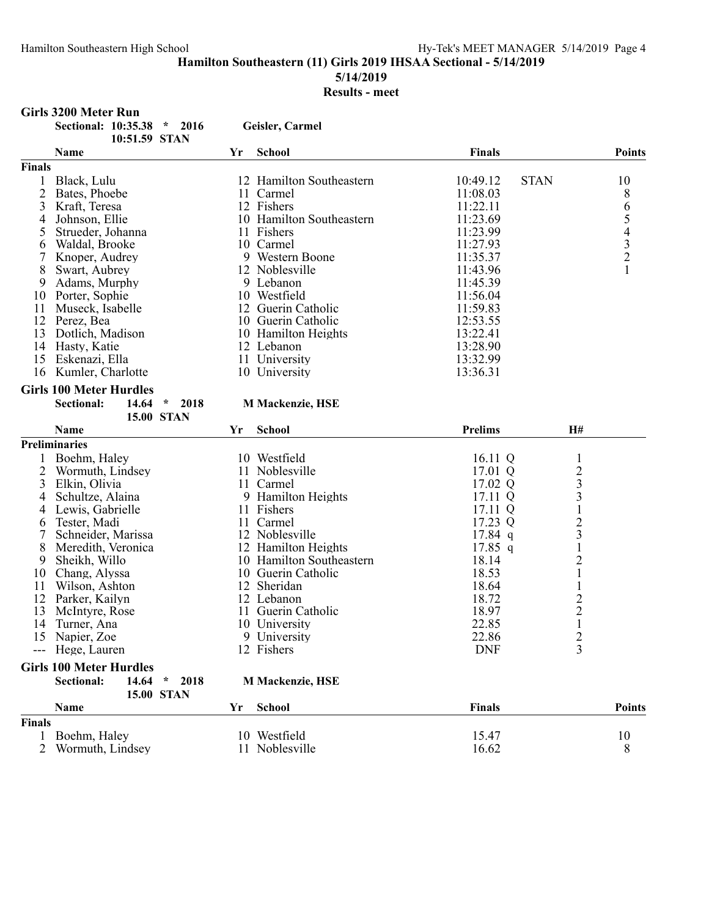**Hamilton Southeastern (11) Girls 2019 IHSAA Sectional - 5/14/2019**

**5/14/2019**

**Results - meet**

## Girls 3200 Meter Run

**Sectional: 10:35.38 * 2016 Geisler, Carmel**
**10:51.59 STAN**

| | Name | Yr | School | Finals | | Points |
|---|---|---|---|---|---|---|
| **Finals** | | | | | | |
| 1 | Black, Lulu | 12 | Hamilton Southeastern | 10:49.12 | STAN | 10 |
| 2 | Bates, Phoebe | 11 | Carmel | 11:08.03 | | 8 |
| 3 | Kraft, Teresa | 12 | Fishers | 11:22.11 | | 6 |
| 4 | Johnson, Ellie | 10 | Hamilton Southeastern | 11:23.69 | | 5 |
| 5 | Strueder, Johanna | 11 | Fishers | 11:23.99 | | 4 |
| 6 | Waldal, Brooke | 10 | Carmel | 11:27.93 | | 3 |
| 7 | Knoper, Audrey | 9 | Western Boone | 11:35.37 | | 2 |
| 8 | Swart, Aubrey | 12 | Noblesville | 11:43.96 | | 1 |
| 9 | Adams, Murphy | 9 | Lebanon | 11:45.39 | | |
| 10 | Porter, Sophie | 10 | Westfield | 11:56.04 | | |
| 11 | Museck, Isabelle | 12 | Guerin Catholic | 11:59.83 | | |
| 12 | Perez, Bea | 10 | Guerin Catholic | 12:53.55 | | |
| 13 | Dotlich, Madison | 10 | Hamilton Heights | 13:22.41 | | |
| 14 | Hasty, Katie | 12 | Lebanon | 13:28.90 | | |
| 15 | Eskenazi, Ella | 11 | University | 13:32.99 | | |
| 16 | Kumler, Charlotte | 10 | University | 13:36.31 | | |

## Girls 100 Meter Hurdles

**Sectional: 14.64 * 2018 M Mackenzie, HSE**
**15.00 STAN**

| | Name | Yr | School | Prelims | H# |
|---|---|---|---|---|---|
| **Preliminaries** | | | | | |
| 1 | Boehm, Haley | 10 | Westfield | 16.11 Q | 1 |
| 2 | Wormuth, Lindsey | 11 | Noblesville | 17.01 Q | 2 |
| 3 | Elkin, Olivia | 11 | Carmel | 17.02 Q | 3 |
| 4 | Schultze, Alaina | 9 | Hamilton Heights | 17.11 Q | 3 |
| 4 | Lewis, Gabrielle | 11 | Fishers | 17.11 Q | 1 |
| 6 | Tester, Madi | 11 | Carmel | 17.23 Q | 2 |
| 7 | Schneider, Marissa | 12 | Noblesville | 17.84 q | 3 |
| 8 | Meredith, Veronica | 12 | Hamilton Heights | 17.85 q | 1 |
| 9 | Sheikh, Willo | 10 | Hamilton Southeastern | 18.14 | 2 |
| 10 | Chang, Alyssa | 10 | Guerin Catholic | 18.53 | 1 |
| 11 | Wilson, Ashton | 12 | Sheridan | 18.64 | 1 |
| 12 | Parker, Kailyn | 12 | Lebanon | 18.72 | 2 |
| 13 | McIntyre, Rose | 11 | Guerin Catholic | 18.97 | 2 |
| 14 | Turner, Ana | 10 | University | 22.85 | 1 |
| 15 | Napier, Zoe | 9 | University | 22.86 | 2 |
| --- | Hege, Lauren | 12 | Fishers | DNF | 3 |

## Girls 100 Meter Hurdles

**Sectional: 14.64 * 2018 M Mackenzie, HSE**
**15.00 STAN**

| | Name | Yr | School | Finals | Points |
|---|---|---|---|---|---|
| **Finals** | | | | | |
| 1 | Boehm, Haley | 10 | Westfield | 15.47 | 10 |
| 2 | Wormuth, Lindsey | 11 | Noblesville | 16.62 | 8 |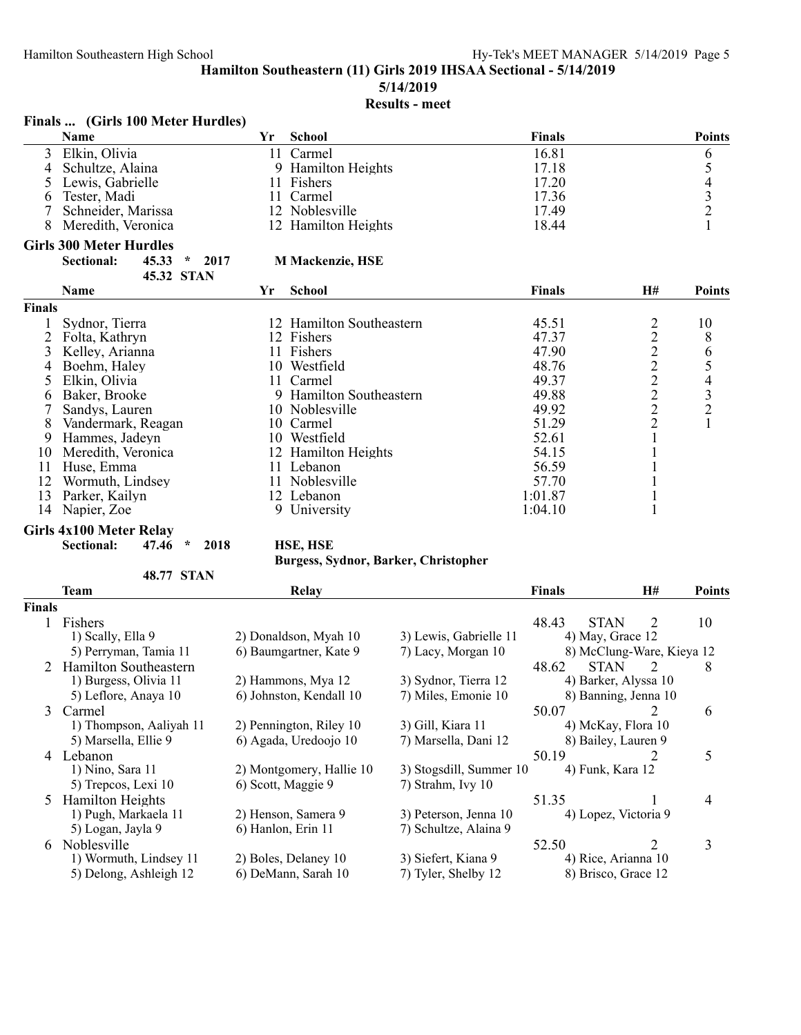## Hamilton Southeastern (11) Girls 2019 IHSAA Sectional - 5/14/2019

5/14/2019

**Results - meet**

### Finals ... (Girls 100 Meter Hurdles)

| | Name | Yr | School | Finals | Points |
|---|---|---|---|---|---|
| 3 | Elkin, Olivia | 11 | Carmel | 16.81 | 6 |
| 4 | Schultze, Alaina | 9 | Hamilton Heights | 17.18 | 5 |
| 5 | Lewis, Gabrielle | 11 | Fishers | 17.20 | 4 |
| 6 | Tester, Madi | 11 | Carmel | 17.36 | 3 |
| 7 | Schneider, Marissa | 12 | Noblesville | 17.49 | 2 |
| 8 | Meredith, Veronica | 12 | Hamilton Heights | 18.44 | 1 |

### Girls 300 Meter Hurdles

**Sectional: 45.33 * 2017 M Mackenzie, HSE**

**45.32 STAN**

| | Name | Yr | School | Finals | H# | Points |
|---|---|---|---|---|---|---|
| **Finals** | | | | | | |
| 1 | Sydnor, Tierra | 12 | Hamilton Southeastern | 45.51 | 2 | 10 |
| 2 | Folta, Kathryn | 12 | Fishers | 47.37 | 2 | 8 |
| 3 | Kelley, Arianna | 11 | Fishers | 47.90 | 2 | 6 |
| 4 | Boehm, Haley | 10 | Westfield | 48.76 | 2 | 5 |
| 5 | Elkin, Olivia | 11 | Carmel | 49.37 | 2 | 4 |
| 6 | Baker, Brooke | 9 | Hamilton Southeastern | 49.88 | 2 | 3 |
| 7 | Sandys, Lauren | 10 | Noblesville | 49.92 | 2 | 2 |
| 8 | Vandermark, Reagan | 10 | Carmel | 51.29 | 2 | 1 |
| 9 | Hammes, Jadeyn | 10 | Westfield | 52.61 | 1 | |
| 10 | Meredith, Veronica | 12 | Hamilton Heights | 54.15 | 1 | |
| 11 | Huse, Emma | 11 | Lebanon | 56.59 | 1 | |
| 12 | Wormuth, Lindsey | 11 | Noblesville | 57.70 | 1 | |
| 13 | Parker, Kailyn | 12 | Lebanon | 1:01.87 | 1 | |
| 14 | Napier, Zoe | 9 | University | 1:04.10 | 1 | |

### Girls 4x100 Meter Relay

**Sectional: 47.46 * 2018 HSE, HSE**

**Burgess, Sydnor, Barker, Christopher**

**48.77 STAN**

| | Team | Relay | | Finals | | H# | Points |
|---|---|---|---|---|---|---|---|
| **Finals** | | | | | | | |
| 1 | Fishers | | | 48.43 | STAN | 2 | 10 |
| | 1) Scally, Ella 9 | 2) Donaldson, Myah 10 | 3) Lewis, Gabrielle 11 | 4) May, Grace 12 | | | |
| | 5) Perryman, Tamia 11 | 6) Baumgartner, Kate 9 | 7) Lacy, Morgan 10 | 8) McClung-Ware, Kieya 12 | | | |
| 2 | Hamilton Southeastern | | | 48.62 | STAN | 2 | 8 |
| | 1) Burgess, Olivia 11 | 2) Hammons, Mya 12 | 3) Sydnor, Tierra 12 | 4) Barker, Alyssa 10 | | | |
| | 5) Leflore, Anaya 10 | 6) Johnston, Kendall 10 | 7) Miles, Emonie 10 | 8) Banning, Jenna 10 | | | |
| 3 | Carmel | | | 50.07 | | 2 | 6 |
| | 1) Thompson, Aaliyah 11 | 2) Pennington, Riley 10 | 3) Gill, Kiara 11 | 4) McKay, Flora 10 | | | |
| | 5) Marsella, Ellie 9 | 6) Agada, Uredoojo 10 | 7) Marsella, Dani 12 | 8) Bailey, Lauren 9 | | | |
| 4 | Lebanon | | | 50.19 | | 2 | 5 |
| | 1) Nino, Sara 11 | 2) Montgomery, Hallie 10 | 3) Stogsdill, Summer 10 | 4) Funk, Kara 12 | | | |
| | 5) Trepcos, Lexi 10 | 6) Scott, Maggie 9 | 7) Strahm, Ivy 10 | | | | |
| 5 | Hamilton Heights | | | 51.35 | | 1 | 4 |
| | 1) Pugh, Markaela 11 | 2) Henson, Samera 9 | 3) Peterson, Jenna 10 | 4) Lopez, Victoria 9 | | | |
| | 5) Logan, Jayla 9 | 6) Hanlon, Erin 11 | 7) Schultze, Alaina 9 | | | | |
| 6 | Noblesville | | | 52.50 | | 2 | 3 |
| | 1) Wormuth, Lindsey 11 | 2) Boles, Delaney 10 | 3) Siefert, Kiana 9 | 4) Rice, Arianna 10 | | | |
| | 5) Delong, Ashleigh 12 | 6) DeMann, Sarah 10 | 7) Tyler, Shelby 12 | 8) Brisco, Grace 12 | | | |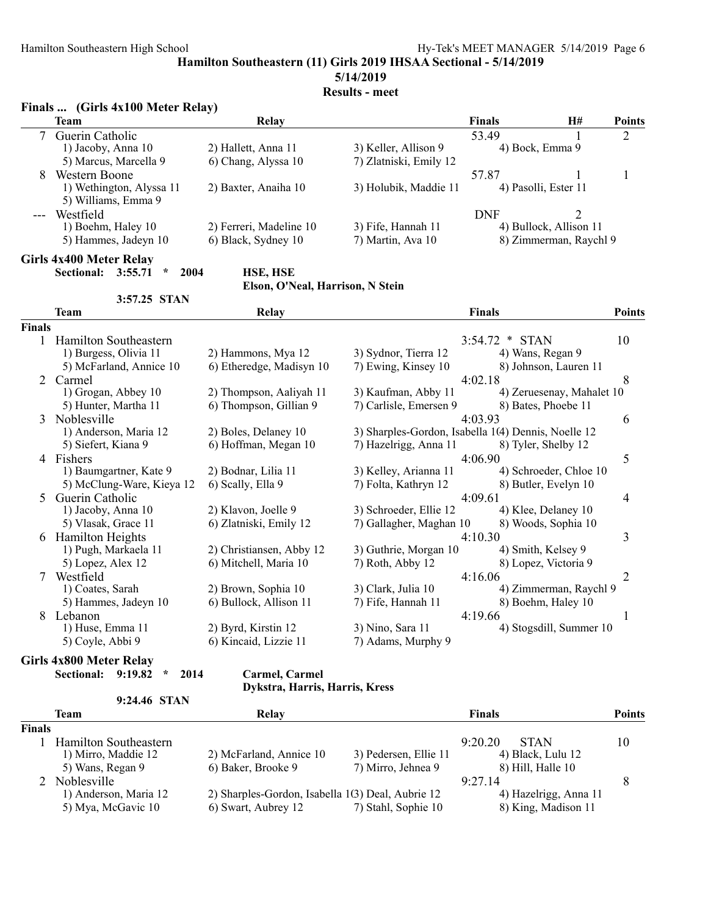Hamilton Southeastern (11) Girls 2019 IHSAA Sectional - 5/14/2019

5/14/2019

Results - meet

## Finals ... (Girls 4x100 Meter Relay)

| | Team | Relay | | Finals | H# | Points |
|---|---|---|---|---|---|---|
| 7 | Guerin Catholic | | | 53.49 | 1 | 2 |
| | 1) Jacoby, Anna 10 | 2) Hallett, Anna 11 | 3) Keller, Allison 9 | 4) Bock, Emma 9 | | |
| | 5) Marcus, Marcella 9 | 6) Chang, Alyssa 10 | 7) Zlatniski, Emily 12 | | | |
| 8 | Western Boone | | | 57.87 | 1 | 1 |
| | 1) Wethington, Alyssa 11 | 2) Baxter, Anaiha 10 | 3) Holubik, Maddie 11 | 4) Pasolli, Ester 11 | | |
| | 5) Williams, Emma 9 | | | | | |
| --- | Westfield | | | DNF | 2 | |
| | 1) Boehm, Haley 10 | 2) Ferreri, Madeline 10 | 3) Fife, Hannah 11 | 4) Bullock, Allison 11 | | |
| | 5) Hammes, Jadeyn 10 | 6) Black, Sydney 10 | 7) Martin, Ava 10 | 8) Zimmerman, Raychl 9 | | |

## Girls 4x400 Meter Relay

**Sectional: 3:55.71 * 2004 HSE, HSE**
**Elson, O'Neal, Harrison, N Stein**

**3:57.25 STAN**

| | Team | Relay | | Finals | Points |
|---|---|---|---|---|---|
| **Finals** | | | | | |
| 1 | Hamilton Southeastern | | | 3:54.72 * STAN | 10 |
| | 1) Burgess, Olivia 11 | 2) Hammons, Mya 12 | 3) Sydnor, Tierra 12 | 4) Wans, Regan 9 | |
| | 5) McFarland, Annice 10 | 6) Etheredge, Madisyn 10 | 7) Ewing, Kinsey 10 | 8) Johnson, Lauren 11 | |
| 2 | Carmel | | | 4:02.18 | 8 |
| | 1) Grogan, Abbey 10 | 2) Thompson, Aaliyah 11 | 3) Kaufman, Abby 11 | 4) Zeruesenay, Mahalet 10 | |
| | 5) Hunter, Martha 11 | 6) Thompson, Gillian 9 | 7) Carlisle, Emersen 9 | 8) Bates, Phoebe 11 | |
| 3 | Noblesville | | | 4:03.93 | 6 |
| | 1) Anderson, Maria 12 | 2) Boles, Delaney 10 | 3) Sharples-Gordon, Isabella 1( | 4) Dennis, Noelle 12 | |
| | 5) Siefert, Kiana 9 | 6) Hoffman, Megan 10 | 7) Hazelrigg, Anna 11 | 8) Tyler, Shelby 12 | |
| 4 | Fishers | | | 4:06.90 | 5 |
| | 1) Baumgartner, Kate 9 | 2) Bodnar, Lilia 11 | 3) Kelley, Arianna 11 | 4) Schroeder, Chloe 10 | |
| | 5) McClung-Ware, Kieya 12 | 6) Scally, Ella 9 | 7) Folta, Kathryn 12 | 8) Butler, Evelyn 10 | |
| 5 | Guerin Catholic | | | 4:09.61 | 4 |
| | 1) Jacoby, Anna 10 | 2) Klavon, Joelle 9 | 3) Schroeder, Ellie 12 | 4) Klee, Delaney 10 | |
| | 5) Vlasak, Grace 11 | 6) Zlatniski, Emily 12 | 7) Gallagher, Maghan 10 | 8) Woods, Sophia 10 | |
| 6 | Hamilton Heights | | | 4:10.30 | 3 |
| | 1) Pugh, Markaela 11 | 2) Christiansen, Abby 12 | 3) Guthrie, Morgan 10 | 4) Smith, Kelsey 9 | |
| | 5) Lopez, Alex 12 | 6) Mitchell, Maria 10 | 7) Roth, Abby 12 | 8) Lopez, Victoria 9 | |
| 7 | Westfield | | | 4:16.06 | 2 |
| | 1) Coates, Sarah | 2) Brown, Sophia 10 | 3) Clark, Julia 10 | 4) Zimmerman, Raychl 9 | |
| | 5) Hammes, Jadeyn 10 | 6) Bullock, Allison 11 | 7) Fife, Hannah 11 | 8) Boehm, Haley 10 | |
| 8 | Lebanon | | | 4:19.66 | 1 |
| | 1) Huse, Emma 11 | 2) Byrd, Kirstin 12 | 3) Nino, Sara 11 | 4) Stogsdill, Summer 10 | |
| | 5) Coyle, Abbi 9 | 6) Kincaid, Lizzie 11 | 7) Adams, Murphy 9 | | |

## Girls 4x800 Meter Relay

**Sectional: 9:19.82 * 2014 Carmel, Carmel**
**Dykstra, Harris, Harris, Kress**

**9:24.46 STAN**

| | Team | Relay | | Finals | Points |
|---|---|---|---|---|---|
| **Finals** | | | | | |
| 1 | Hamilton Southeastern | | | 9:20.20 STAN | 10 |
| | 1) Mirro, Maddie 12 | 2) McFarland, Annice 10 | 3) Pedersen, Ellie 11 | 4) Black, Lulu 12 | |
| | 5) Wans, Regan 9 | 6) Baker, Brooke 9 | 7) Mirro, Jehnea 9 | 8) Hill, Halle 10 | |
| 2 | Noblesville | | | 9:27.14 | 8 |
| | 1) Anderson, Maria 12 | 2) Sharples-Gordon, Isabella 1( | 3) Deal, Aubrie 12 | 4) Hazelrigg, Anna 11 | |
| | 5) Mya, McGavic 10 | 6) Swart, Aubrey 12 | 7) Stahl, Sophie 10 | 8) King, Madison 11 | |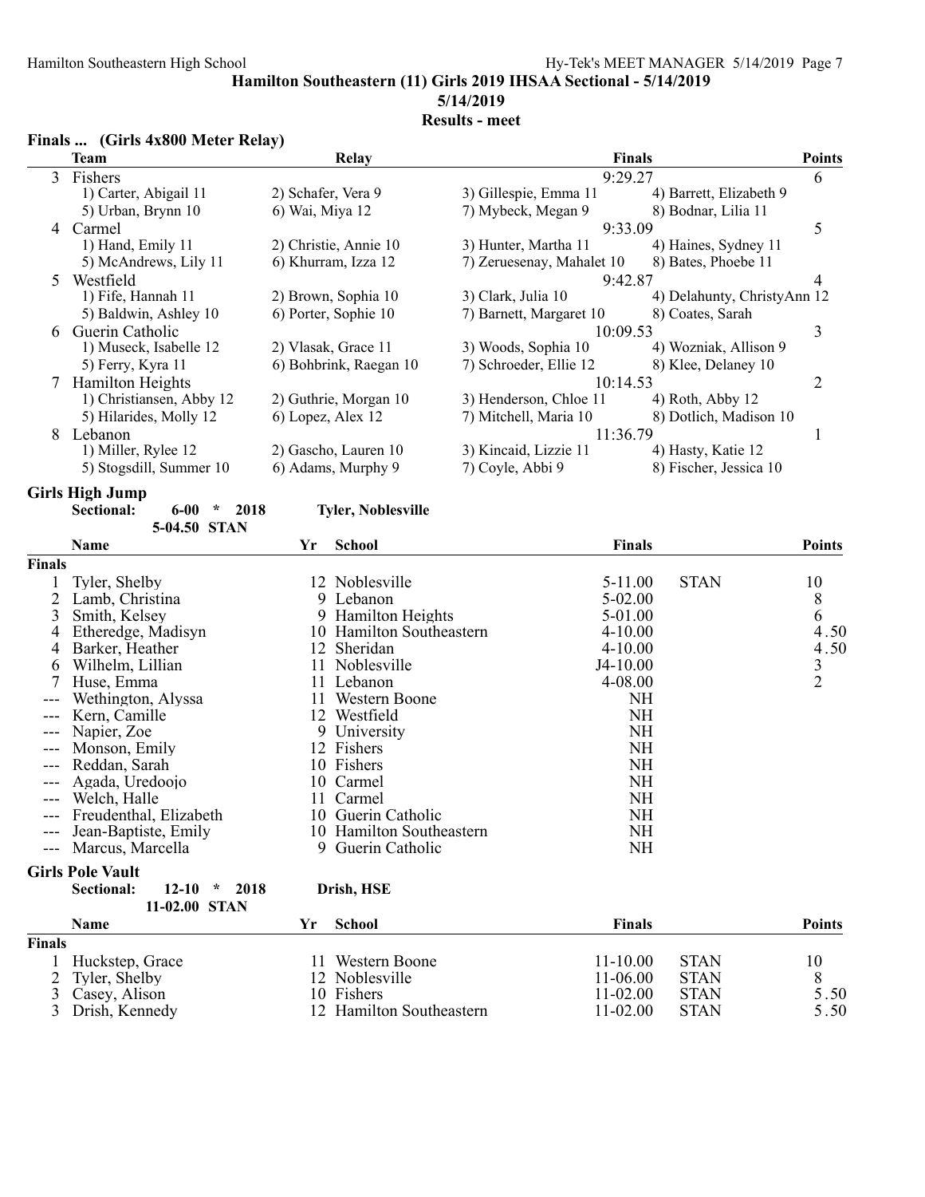## Hamilton Southeastern (11) Girls 2019 IHSAA Sectional - 5/14/2019

5/14/2019

**Results - meet**

### Finals ... (Girls 4x800 Meter Relay)

| | Team | Relay | Finals | Points |
|---|---|---|---|---|
| 3 | Fishers | | 9:29.27 | 6 |
| | 1) Carter, Abigail 11 | 2) Schafer, Vera 9 | 3) Gillespie, Emma 11 | 4) Barrett, Elizabeth 9 |
| | 5) Urban, Brynn 10 | 6) Wai, Miya 12 | 7) Mybeck, Megan 9 | 8) Bodnar, Lilia 11 |
| 4 | Carmel | | 9:33.09 | 5 |
| | 1) Hand, Emily 11 | 2) Christie, Annie 10 | 3) Hunter, Martha 11 | 4) Haines, Sydney 11 |
| | 5) McAndrews, Lily 11 | 6) Khurram, Izza 12 | 7) Zeruesenay, Mahalet 10 | 8) Bates, Phoebe 11 |
| 5 | Westfield | | 9:42.87 | 4 |
| | 1) Fife, Hannah 11 | 2) Brown, Sophia 10 | 3) Clark, Julia 10 | 4) Delahunty, ChristyAnn 12 |
| | 5) Baldwin, Ashley 10 | 6) Porter, Sophie 10 | 7) Barnett, Margaret 10 | 8) Coates, Sarah |
| 6 | Guerin Catholic | | 10:09.53 | 3 |
| | 1) Museck, Isabelle 12 | 2) Vlasak, Grace 11 | 3) Woods, Sophia 10 | 4) Wozniak, Allison 9 |
| | 5) Ferry, Kyra 11 | 6) Bohbrink, Raegan 10 | 7) Schroeder, Ellie 12 | 8) Klee, Delaney 10 |
| 7 | Hamilton Heights | | 10:14.53 | 2 |
| | 1) Christiansen, Abby 12 | 2) Guthrie, Morgan 10 | 3) Henderson, Chloe 11 | 4) Roth, Abby 12 |
| | 5) Hilarides, Molly 12 | 6) Lopez, Alex 12 | 7) Mitchell, Maria 10 | 8) Dotlich, Madison 10 |
| 8 | Lebanon | | 11:36.79 | 1 |
| | 1) Miller, Rylee 12 | 2) Gascho, Lauren 10 | 3) Kincaid, Lizzie 11 | 4) Hasty, Katie 12 |
| | 5) Stogsdill, Summer 10 | 6) Adams, Murphy 9 | 7) Coyle, Abbi 9 | 8) Fischer, Jessica 10 |

### Girls High Jump

**Sectional: 6-00 * 2018 Tyler, Noblesville**

**5-04.50 STAN**

| | Name | Yr | School | Finals | | Points |
|---|---|---|---|---|---|---|
| **Finals** | | | | | | |
| 1 | Tyler, Shelby | 12 | Noblesville | 5-11.00 | STAN | 10 |
| 2 | Lamb, Christina | 9 | Lebanon | 5-02.00 | | 8 |
| 3 | Smith, Kelsey | 9 | Hamilton Heights | 5-01.00 | | 6 |
| 4 | Etheredge, Madisyn | 10 | Hamilton Southeastern | 4-10.00 | | 4.50 |
| 4 | Barker, Heather | 12 | Sheridan | 4-10.00 | | 4.50 |
| 6 | Wilhelm, Lillian | 11 | Noblesville | J4-10.00 | | 3 |
| 7 | Huse, Emma | 11 | Lebanon | 4-08.00 | | 2 |
| --- | Wethington, Alyssa | 11 | Western Boone | NH | | |
| --- | Kern, Camille | 12 | Westfield | NH | | |
| --- | Napier, Zoe | 9 | University | NH | | |
| --- | Monson, Emily | 12 | Fishers | NH | | |
| --- | Reddan, Sarah | 10 | Fishers | NH | | |
| --- | Agada, Uredoojo | 10 | Carmel | NH | | |
| --- | Welch, Halle | 11 | Carmel | NH | | |
| --- | Freudenthal, Elizabeth | 10 | Guerin Catholic | NH | | |
| --- | Jean-Baptiste, Emily | 10 | Hamilton Southeastern | NH | | |
| --- | Marcus, Marcella | 9 | Guerin Catholic | NH | | |

### Girls Pole Vault

**Sectional: 12-10 * 2018 Drish, HSE**

**11-02.00 STAN**

| | Name | Yr | School | Finals | | Points |
|---|---|---|---|---|---|---|
| **Finals** | | | | | | |
| 1 | Huckstep, Grace | 11 | Western Boone | 11-10.00 | STAN | 10 |
| 2 | Tyler, Shelby | 12 | Noblesville | 11-06.00 | STAN | 8 |
| 3 | Casey, Alison | 10 | Fishers | 11-02.00 | STAN | 5.50 |
| 3 | Drish, Kennedy | 12 | Hamilton Southeastern | 11-02.00 | STAN | 5.50 |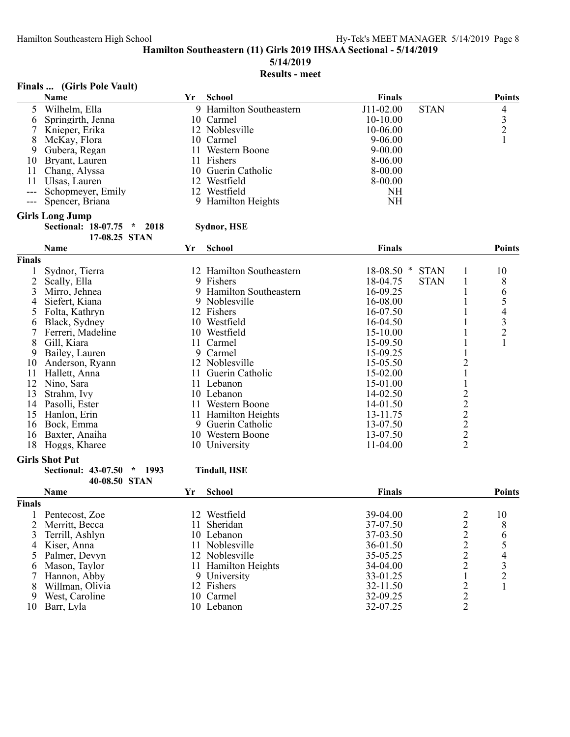# Hamilton Southeastern (11) Girls 2019 IHSAA Sectional - 5/14/2019

5/14/2019

**Results - meet**

## Finals ... (Girls Pole Vault)

| | Name | Yr | School | Finals | | Points |
|---|---|---|---|---|---|---|
| 5 | Wilhelm, Ella | 9 | Hamilton Southeastern | J11-02.00 | STAN | 4 |
| 6 | Springirth, Jenna | 10 | Carmel | 10-10.00 | | 3 |
| 7 | Knieper, Erika | 12 | Noblesville | 10-06.00 | | 2 |
| 8 | McKay, Flora | 10 | Carmel | 9-06.00 | | 1 |
| 9 | Gubera, Regan | 11 | Western Boone | 9-00.00 | | |
| 10 | Bryant, Lauren | 11 | Fishers | 8-06.00 | | |
| 11 | Chang, Alyssa | 10 | Guerin Catholic | 8-00.00 | | |
| 11 | Ulsas, Lauren | 12 | Westfield | 8-00.00 | | |
| --- | Schopmeyer, Emily | 12 | Westfield | NH | | |
| --- | Spencer, Briana | 9 | Hamilton Heights | NH | | |

## Girls Long Jump

**Sectional: 18-07.75 * 2018 Sydnor, HSE**
**17-08.25 STAN**

| | Name | Yr | School | Finals | | | Points |
|---|---|---|---|---|---|---|---|
| **Finals** | | | | | | | |
| 1 | Sydnor, Tierra | 12 | Hamilton Southeastern | 18-08.50 * | STAN | 1 | 10 |
| 2 | Scally, Ella | 9 | Fishers | 18-04.75 | STAN | 1 | 8 |
| 3 | Mirro, Jehnea | 9 | Hamilton Southeastern | 16-09.25 | | 1 | 6 |
| 4 | Siefert, Kiana | 9 | Noblesville | 16-08.00 | | 1 | 5 |
| 5 | Folta, Kathryn | 12 | Fishers | 16-07.50 | | 1 | 4 |
| 6 | Black, Sydney | 10 | Westfield | 16-04.50 | | 1 | 3 |
| 7 | Ferreri, Madeline | 10 | Westfield | 15-10.00 | | 1 | 2 |
| 8 | Gill, Kiara | 11 | Carmel | 15-09.50 | | 1 | 1 |
| 9 | Bailey, Lauren | 9 | Carmel | 15-09.25 | | 1 | |
| 10 | Anderson, Ryann | 12 | Noblesville | 15-05.50 | | 2 | |
| 11 | Hallett, Anna | 11 | Guerin Catholic | 15-02.00 | | 1 | |
| 12 | Nino, Sara | 11 | Lebanon | 15-01.00 | | 1 | |
| 13 | Strahm, Ivy | 10 | Lebanon | 14-02.50 | | 2 | |
| 14 | Pasolli, Ester | 11 | Western Boone | 14-01.50 | | 2 | |
| 15 | Hanlon, Erin | 11 | Hamilton Heights | 13-11.75 | | 2 | |
| 16 | Bock, Emma | 9 | Guerin Catholic | 13-07.50 | | 2 | |
| 16 | Baxter, Anaiha | 10 | Western Boone | 13-07.50 | | 2 | |
| 18 | Hoggs, Kharee | 10 | University | 11-04.00 | | 2 | |

## Girls Shot Put

**Sectional: 43-07.50 * 1993 Tindall, HSE**
**40-08.50 STAN**

| | Name | Yr | School | Finals | | Points |
|---|---|---|---|---|---|---|
| **Finals** | | | | | | |
| 1 | Pentecost, Zoe | 12 | Westfield | 39-04.00 | 2 | 10 |
| 2 | Merritt, Becca | 11 | Sheridan | 37-07.50 | 2 | 8 |
| 3 | Terrill, Ashlyn | 10 | Lebanon | 37-03.50 | 2 | 6 |
| 4 | Kiser, Anna | 11 | Noblesville | 36-01.50 | 2 | 5 |
| 5 | Palmer, Devyn | 12 | Noblesville | 35-05.25 | 2 | 4 |
| 6 | Mason, Taylor | 11 | Hamilton Heights | 34-04.00 | 2 | 3 |
| 7 | Hannon, Abby | 9 | University | 33-01.25 | 1 | 2 |
| 8 | Willman, Olivia | 12 | Fishers | 32-11.50 | 2 | 1 |
| 9 | West, Caroline | 10 | Carmel | 32-09.25 | 2 | |
| 10 | Barr, Lyla | 10 | Lebanon | 32-07.25 | 2 | |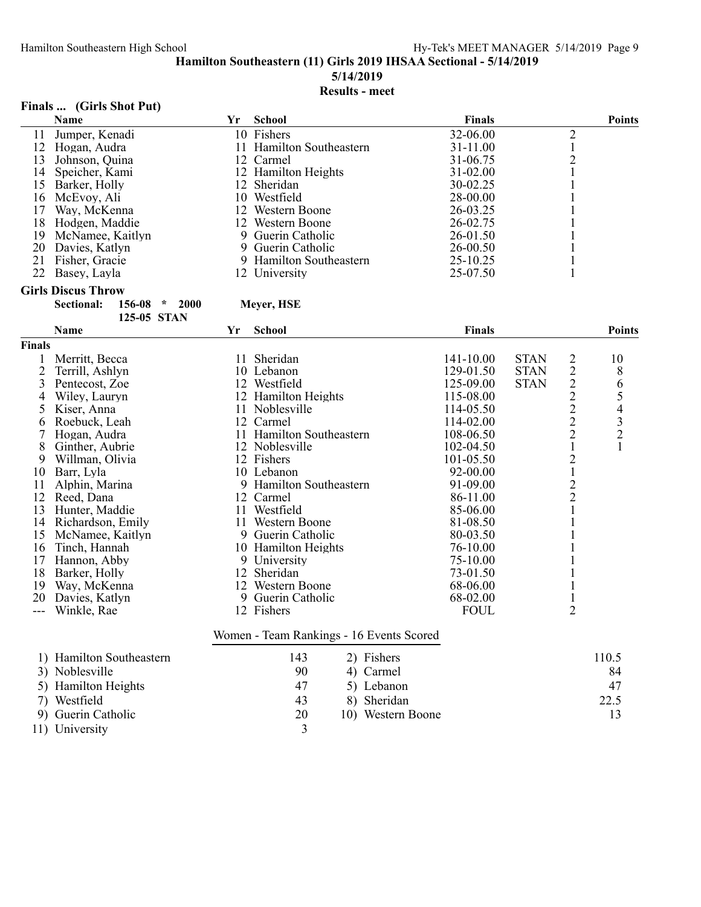## Hamilton Southeastern (11) Girls 2019 IHSAA Sectional - 5/14/2019

5/14/2019

**Results - meet**

### Finals ... (Girls Shot Put)

| | Name | Yr | School | Finals | | | Points |
|---|---|---|---|---|---|---|---|
| 11 | Jumper, Kenadi | 10 | Fishers | 32-06.00 | | 2 | |
| 12 | Hogan, Audra | 11 | Hamilton Southeastern | 31-11.00 | | 1 | |
| 13 | Johnson, Quina | 12 | Carmel | 31-06.75 | | 2 | |
| 14 | Speicher, Kami | 12 | Hamilton Heights | 31-02.00 | | 1 | |
| 15 | Barker, Holly | 12 | Sheridan | 30-02.25 | | 1 | |
| 16 | McEvoy, Ali | 10 | Westfield | 28-00.00 | | 1 | |
| 17 | Way, McKenna | 12 | Western Boone | 26-03.25 | | 1 | |
| 18 | Hodgen, Maddie | 12 | Western Boone | 26-02.75 | | 1 | |
| 19 | McNamee, Kaitlyn | 9 | Guerin Catholic | 26-01.50 | | 1 | |
| 20 | Davies, Katlyn | 9 | Guerin Catholic | 26-00.50 | | 1 | |
| 21 | Fisher, Gracie | 9 | Hamilton Southeastern | 25-10.25 | | 1 | |
| 22 | Basey, Layla | 12 | University | 25-07.50 | | 1 | |

### Girls Discus Throw

**Sectional: 156-08 * 2000 Meyer, HSE**
**125-05 STAN**

| | Name | Yr | School | Finals | | | Points |
|---|---|---|---|---|---|---|---|
| **Finals** | | | | | | | |
| 1 | Merritt, Becca | 11 | Sheridan | 141-10.00 | STAN | 2 | 10 |
| 2 | Terrill, Ashlyn | 10 | Lebanon | 129-01.50 | STAN | 2 | 8 |
| 3 | Pentecost, Zoe | 12 | Westfield | 125-09.00 | STAN | 2 | 6 |
| 4 | Wiley, Lauryn | 12 | Hamilton Heights | 115-08.00 | | 2 | 5 |
| 5 | Kiser, Anna | 11 | Noblesville | 114-05.50 | | 2 | 4 |
| 6 | Roebuck, Leah | 12 | Carmel | 114-02.00 | | 2 | 3 |
| 7 | Hogan, Audra | 11 | Hamilton Southeastern | 108-06.50 | | 2 | 2 |
| 8 | Ginther, Aubrie | 12 | Noblesville | 102-04.50 | | 1 | 1 |
| 9 | Willman, Olivia | 12 | Fishers | 101-05.50 | | 2 | |
| 10 | Barr, Lyla | 10 | Lebanon | 92-00.00 | | 1 | |
| 11 | Alphin, Marina | 9 | Hamilton Southeastern | 91-09.00 | | 2 | |
| 12 | Reed, Dana | 12 | Carmel | 86-11.00 | | 2 | |
| 13 | Hunter, Maddie | 11 | Westfield | 85-06.00 | | 1 | |
| 14 | Richardson, Emily | 11 | Western Boone | 81-08.50 | | 1 | |
| 15 | McNamee, Kaitlyn | 9 | Guerin Catholic | 80-03.50 | | 1 | |
| 16 | Tinch, Hannah | 10 | Hamilton Heights | 76-10.00 | | 1 | |
| 17 | Hannon, Abby | 9 | University | 75-10.00 | | 1 | |
| 18 | Barker, Holly | 12 | Sheridan | 73-01.50 | | 1 | |
| 19 | Way, McKenna | 12 | Western Boone | 68-06.00 | | 1 | |
| 20 | Davies, Katlyn | 9 | Guerin Catholic | 68-02.00 | | 1 | |
| --- | Winkle, Rae | 12 | Fishers | FOUL | | 2 | |

### Women - Team Rankings - 16 Events Scored

| | | | |
|---|---|---|---|
| 1) Hamilton Southeastern | 143 | 2) Fishers | 110.5 |
| 3) Noblesville | 90 | 4) Carmel | 84 |
| 5) Hamilton Heights | 47 | 5) Lebanon | 47 |
| 7) Westfield | 43 | 8) Sheridan | 22.5 |
| 9) Guerin Catholic | 20 | 10) Western Boone | 13 |
| 11) University | 3 | | |